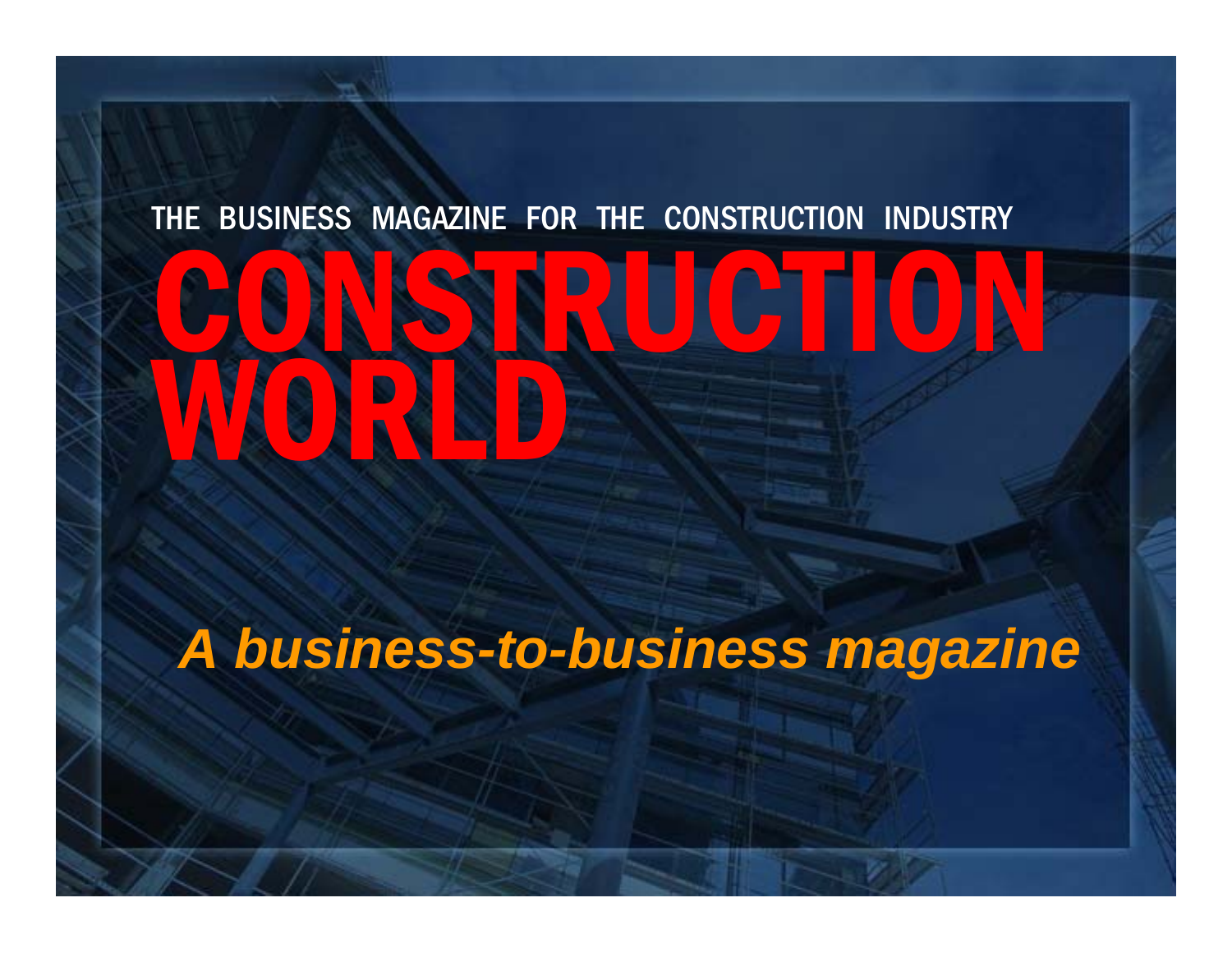THE BUSINESS MAGAZINE FOR THE CONSTRUCTION INDUSTRY

# CONSTRUCTION WORLD

***A business-to-business magazine***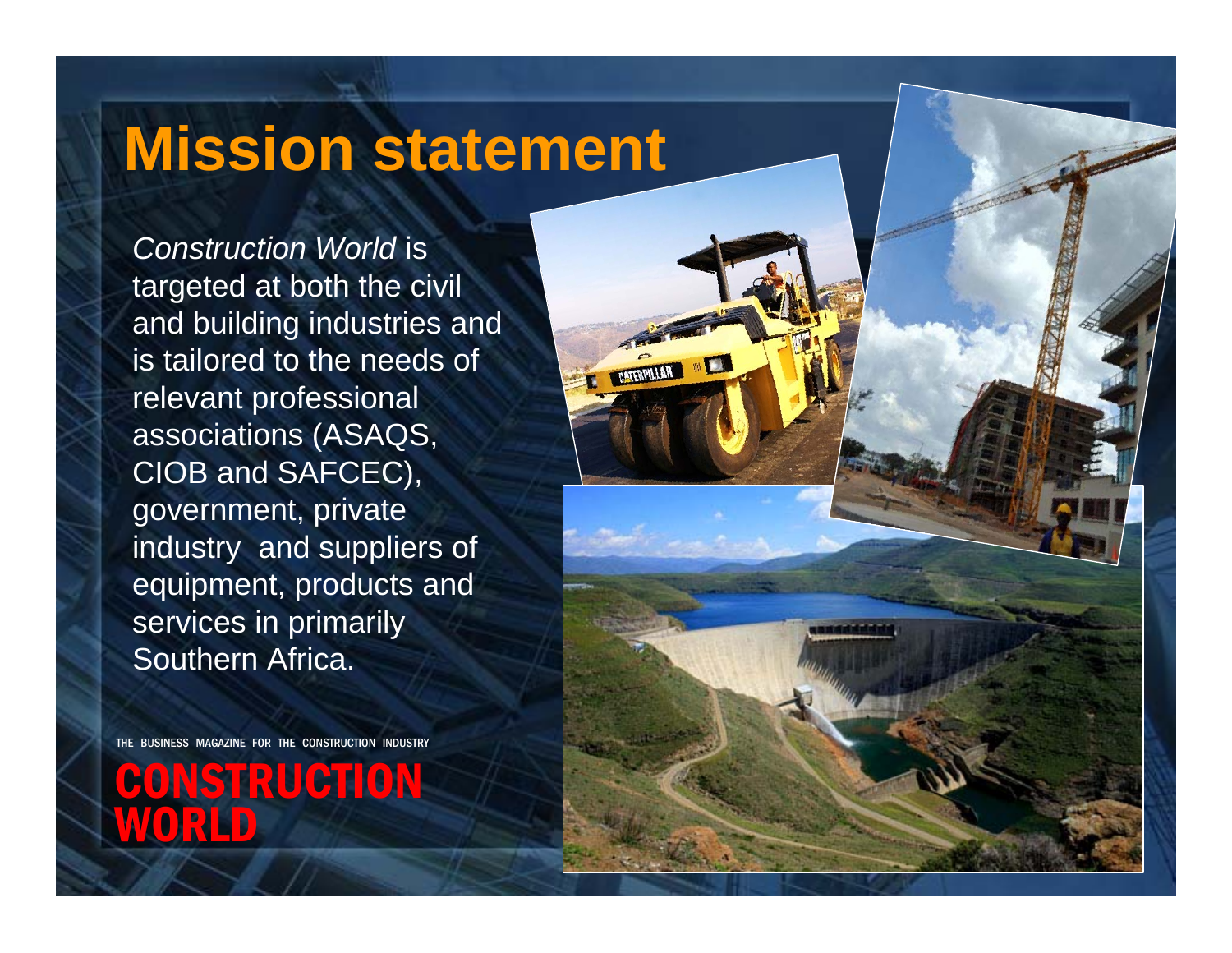# Mission statement

*Construction World* is targeted at both the civil and building industries and is tailored to the needs of relevant professional associations (ASAQS, CIOB and SAFCEC), government, private industry and suppliers of equipment, products and services in primarily Southern Africa.

THE BUSINESS MAGAZINE FOR THE CONSTRUCTION INDUSTRY

**CONSTRUCTION WORLD**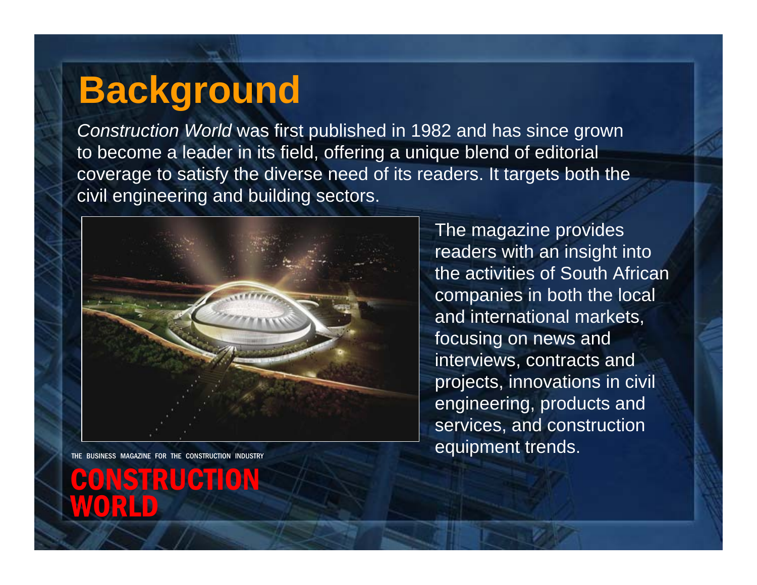# Background

*Construction World* was first published in 1982 and has since grown to become a leader in its field, offering a unique blend of editorial coverage to satisfy the diverse need of its readers. It targets both the civil engineering and building sectors.

The magazine provides readers with an insight into the activities of South African companies in both the local and international markets, focusing on news and interviews, contracts and projects, innovations in civil engineering, products and services, and construction equipment trends.

THE BUSINESS MAGAZINE FOR THE CONSTRUCTION INDUSTRY

**CONSTRUCTION WORLD**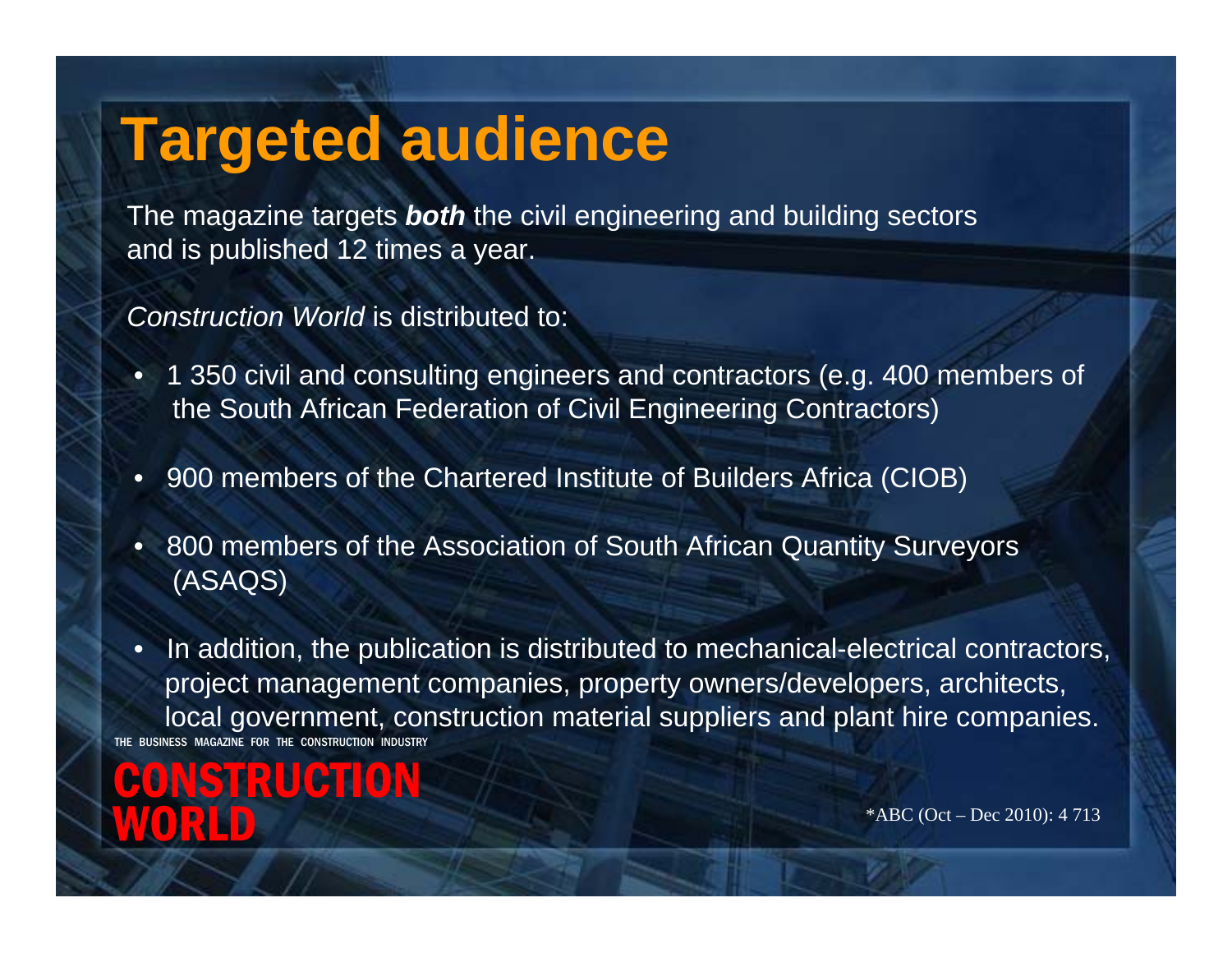# Targeted audience

The magazine targets ***both*** the civil engineering and building sectors and is published 12 times a year.

*Construction World* is distributed to:

- 1 350 civil and consulting engineers and contractors (e.g. 400 members of the South African Federation of Civil Engineering Contractors)
- 900 members of the Chartered Institute of Builders Africa (CIOB)
- 800 members of the Association of South African Quantity Surveyors (ASAQS)
- In addition, the publication is distributed to mechanical-electrical contractors, project management companies, property owners/developers, architects, local government, construction material suppliers and plant hire companies.

THE BUSINESS MAGAZINE FOR THE CONSTRUCTION INDUSTRY

**CONSTRUCTION WORLD**

*ABC (Oct – Dec 2010): 4 713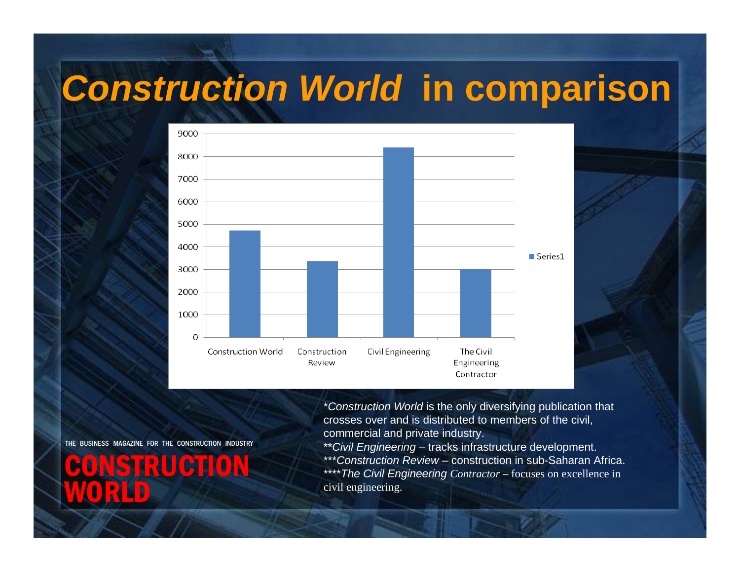# *Construction World* in comparison

| | Series1 |
|---|---|
| Construction World | ~4700 |
| Construction Review | ~3350 |
| Civil Engineering | ~8400 |
| The Civil Engineering Contractor | ~3000 |

THE BUSINESS MAGAZINE FOR THE CONSTRUCTION INDUSTRY

**CONSTRUCTION WORLD**

**Construction World* is the only diversifying publication that crosses over and is distributed to members of the civil, commercial and private industry.

***Civil Engineering* – tracks infrastructure development.

****Construction Review* – construction in sub-Saharan Africa.

*****The Civil Engineering Contractor* – focuses on excellence in civil engineering.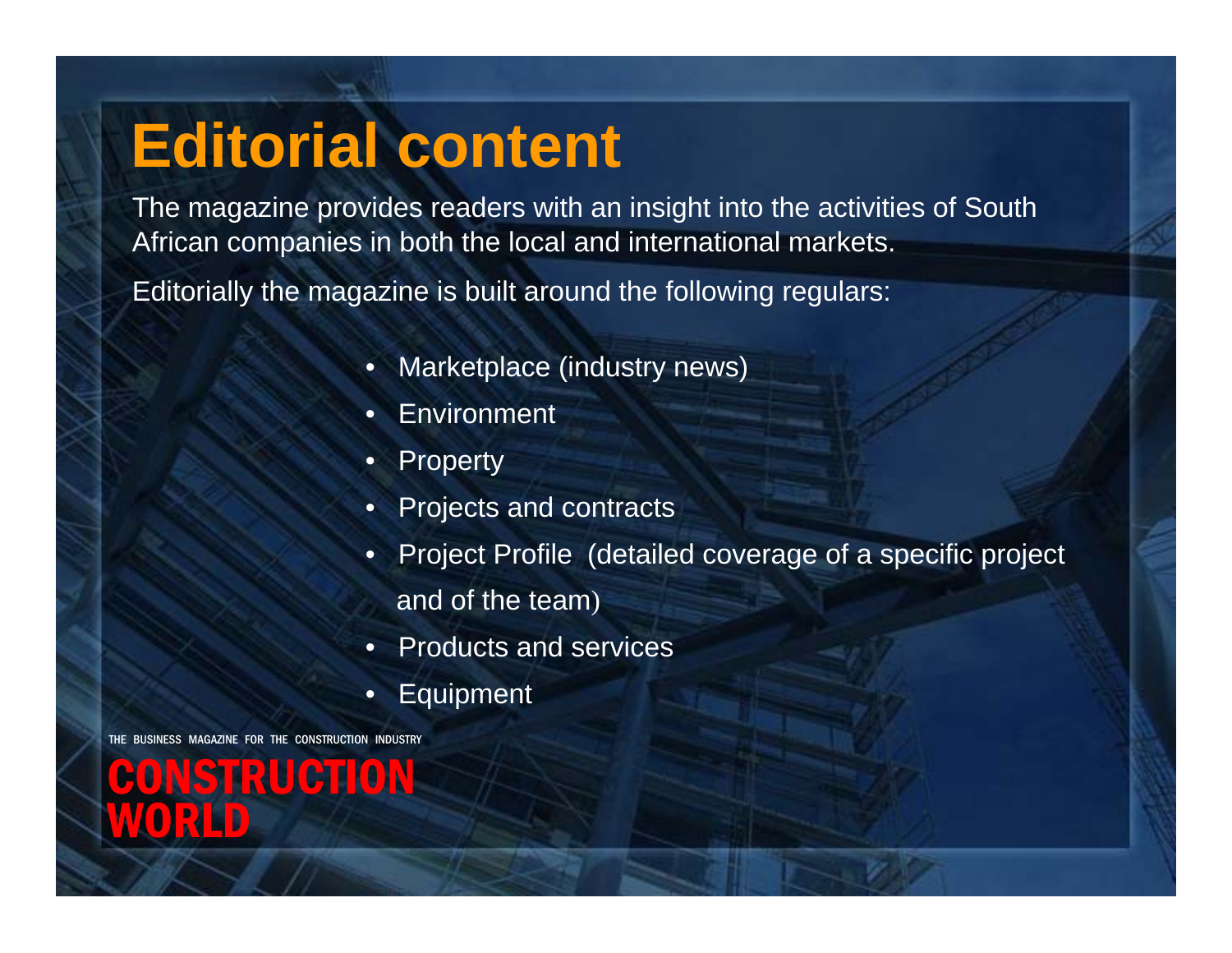# Editorial content

The magazine provides readers with an insight into the activities of South African companies in both the local and international markets.

Editorially the magazine is built around the following regulars:

- Marketplace (industry news)
- Environment
- Property
- Projects and contracts
- Project Profile (detailed coverage of a specific project and of the team)
- Products and services
- Equipment

THE BUSINESS MAGAZINE FOR THE CONSTRUCTION INDUSTRY

CONSTRUCTION WORLD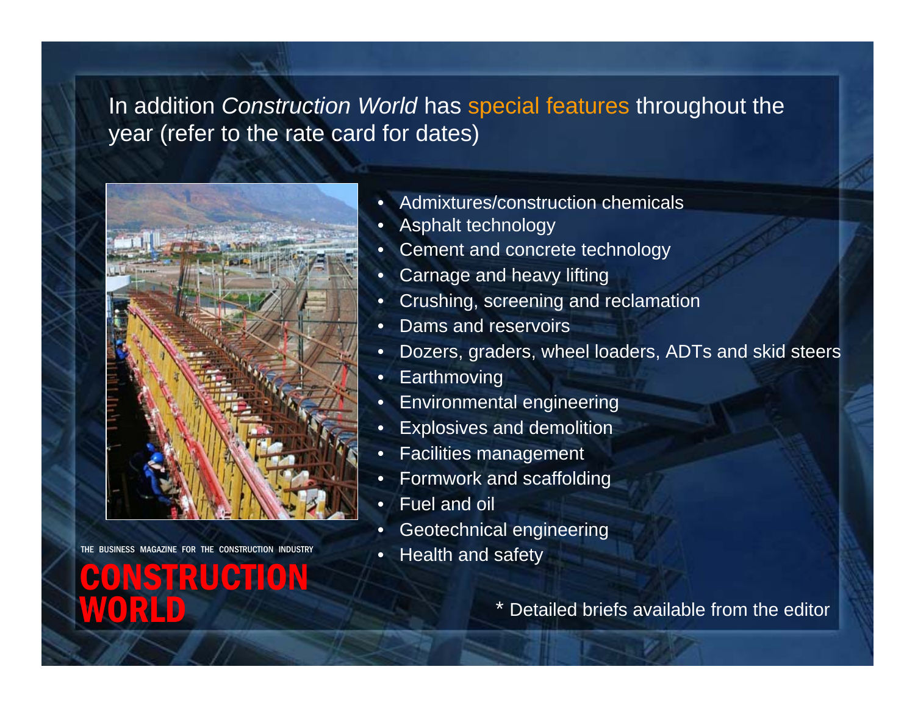In addition *Construction World* has special features throughout the year (refer to the rate card for dates)

- Admixtures/construction chemicals
- Asphalt technology
- Cement and concrete technology
- Carnage and heavy lifting
- Crushing, screening and reclamation
- Dams and reservoirs
- Dozers, graders, wheel loaders, ADTs and skid steers
- Earthmoving
- Environmental engineering
- Explosives and demolition
- Facilities management
- Formwork and scaffolding
- Fuel and oil
- Geotechnical engineering
- Health and safety

THE BUSINESS MAGAZINE FOR THE CONSTRUCTION INDUSTRY

CONSTRUCTION WORLD

\* Detailed briefs available from the editor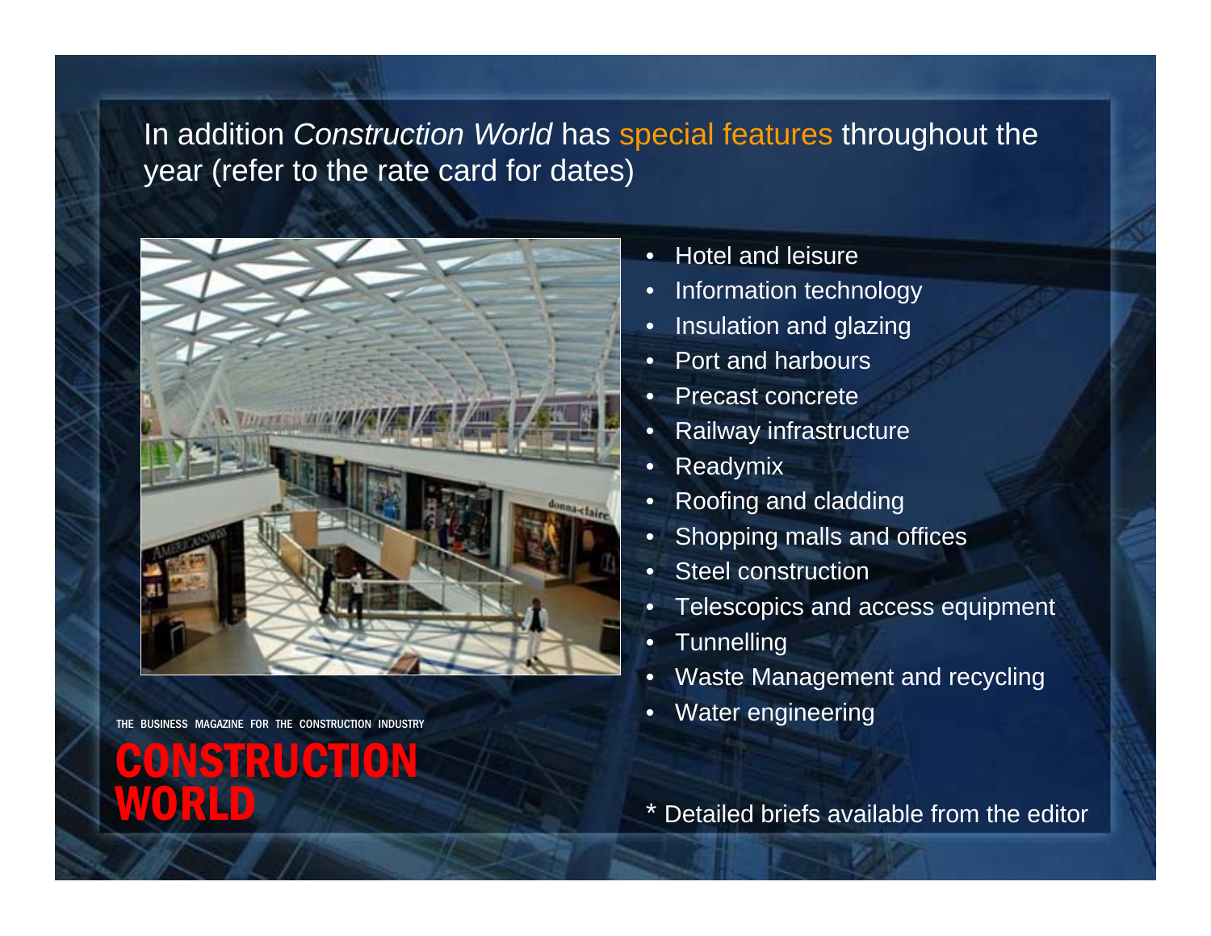In addition *Construction World* has special features throughout the year (refer to the rate card for dates)

- Hotel and leisure
- Information technology
- Insulation and glazing
- Port and harbours
- Precast concrete
- Railway infrastructure
- Readymix
- Roofing and cladding
- Shopping malls and offices
- Steel construction
- Telescopics and access equipment
- Tunnelling
- Waste Management and recycling
- Water engineering

THE BUSINESS MAGAZINE FOR THE CONSTRUCTION INDUSTRY

**CONSTRUCTION WORLD**

\* Detailed briefs available from the editor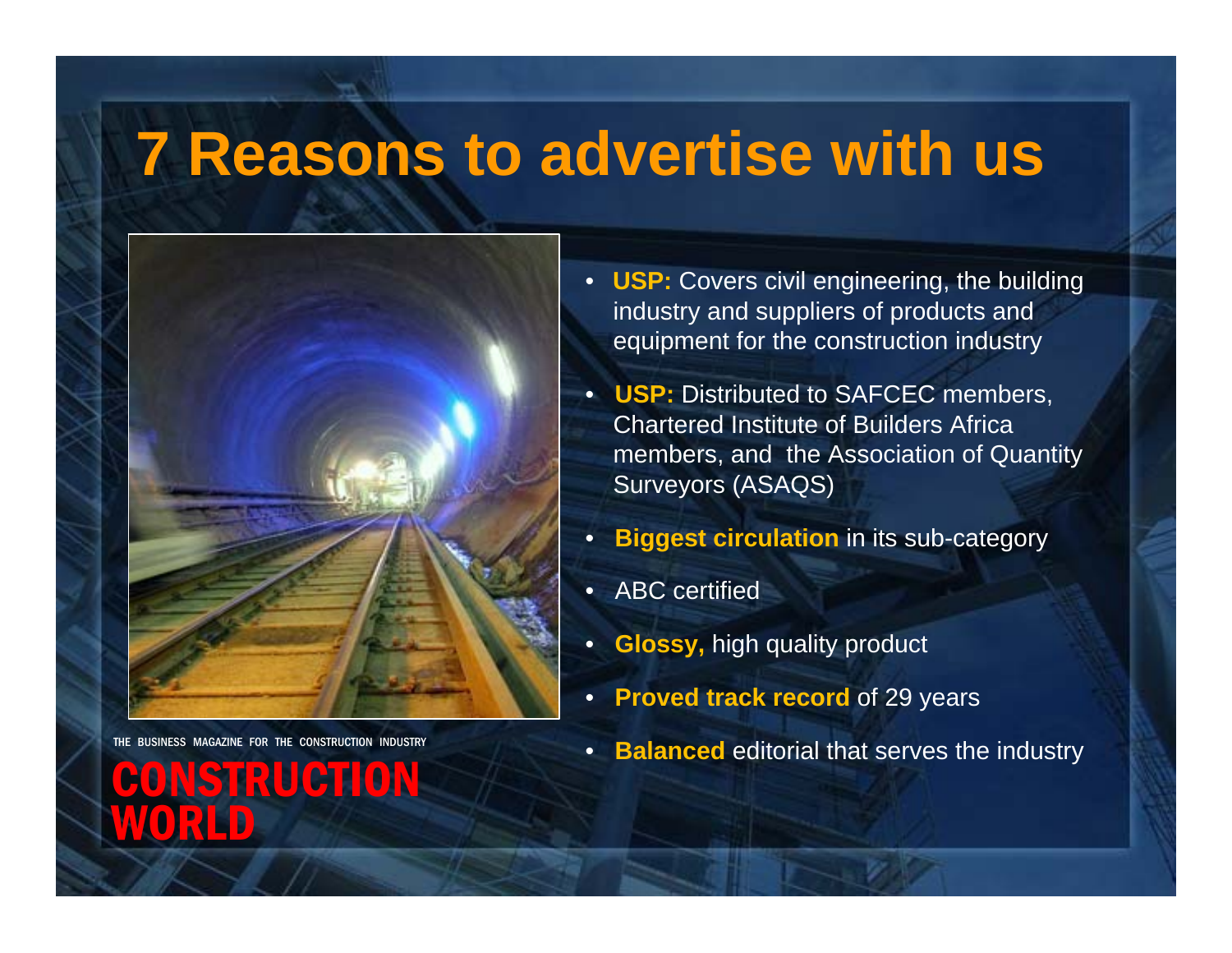# 7 Reasons to advertise with us

- **USP:** Covers civil engineering, the building industry and suppliers of products and equipment for the construction industry
- **USP:** Distributed to SAFCEC members, Chartered Institute of Builders Africa members, and the Association of Quantity Surveyors (ASAQS)
- **Biggest circulation** in its sub-category
- ABC certified
- **Glossy,** high quality product
- **Proved track record** of 29 years
- **Balanced** editorial that serves the industry

THE BUSINESS MAGAZINE FOR THE CONSTRUCTION INDUSTRY

CONSTRUCTION WORLD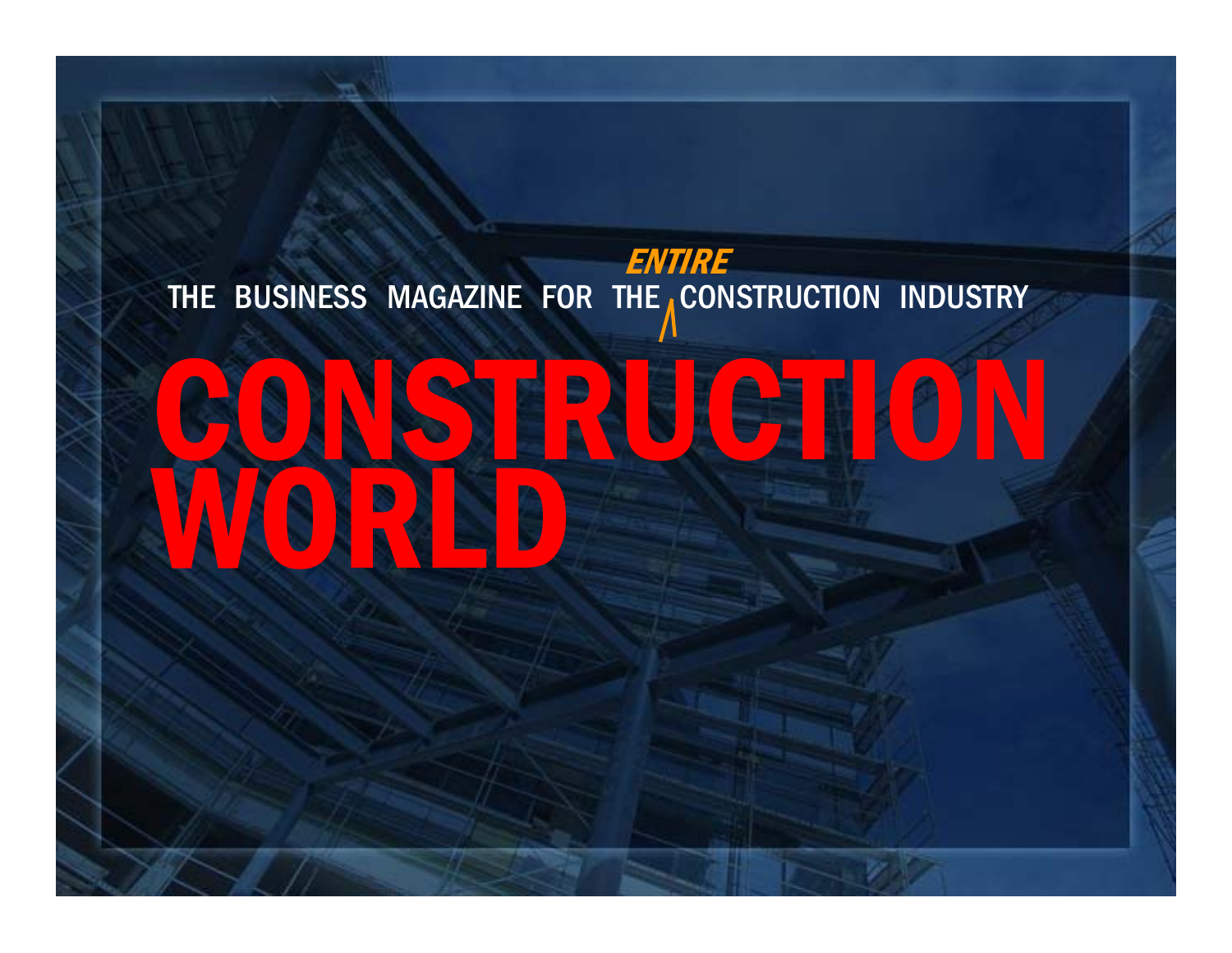THE BUSINESS MAGAZINE FOR THE *ENTIRE* CONSTRUCTION INDUSTRY

# CONSTRUCTION WORLD